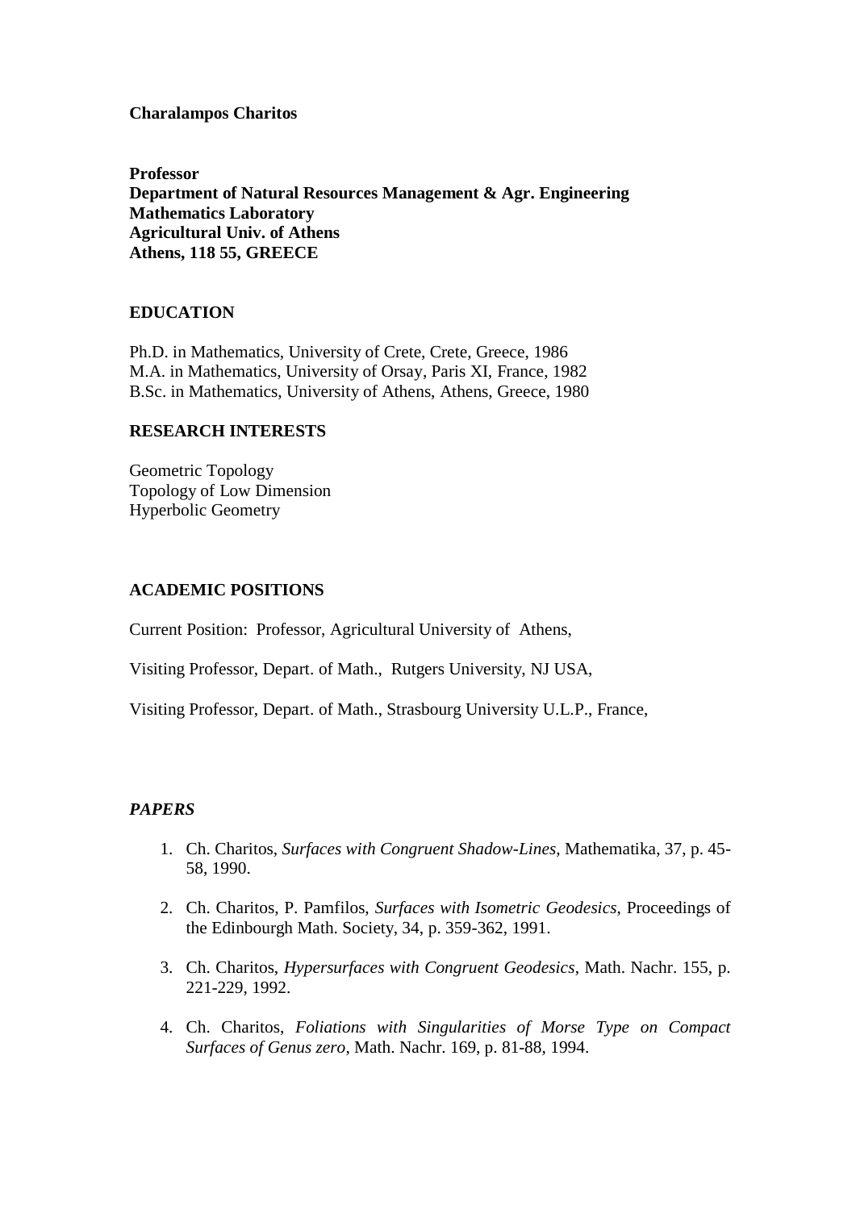**Charalampos Charitos**

**Professor**
**Department of Natural Resources Management & Agr. Engineering**
**Mathematics Laboratory**
**Agricultural Univ. of Athens**
**Athens, 118 55, GREECE**

## EDUCATION

Ph.D. in Mathematics, University of Crete, Crete, Greece, 1986
M.A. in Mathematics, University of Orsay, Paris XI, France, 1982
B.Sc. in Mathematics, University of Athens, Athens, Greece, 1980

## RESEARCH INTERESTS

Geometric Topology
Topology of Low Dimension
Hyperbolic Geometry

## ACADEMIC POSITIONS

Current Position: Professor, Agricultural University of Athens,

Visiting Professor, Depart. of Math., Rutgers University, NJ USA,

Visiting Professor, Depart. of Math., Strasbourg University U.L.P., France,

## *PAPERS*

1. Ch. Charitos, *Surfaces with Congruent Shadow-Lines*, Mathematika, 37, p. 45-58, 1990.

2. Ch. Charitos, P. Pamfilos, *Surfaces with Isometric Geodesics*, Proceedings of the Edinbourgh Math. Society, 34, p. 359-362, 1991.

3. Ch. Charitos, *Hypersurfaces with Congruent Geodesics*, Math. Nachr. 155, p. 221-229, 1992.

4. Ch. Charitos, *Foliations with Singularities of Morse Type on Compact Surfaces of Genus zero*, Math. Nachr. 169, p. 81-88, 1994.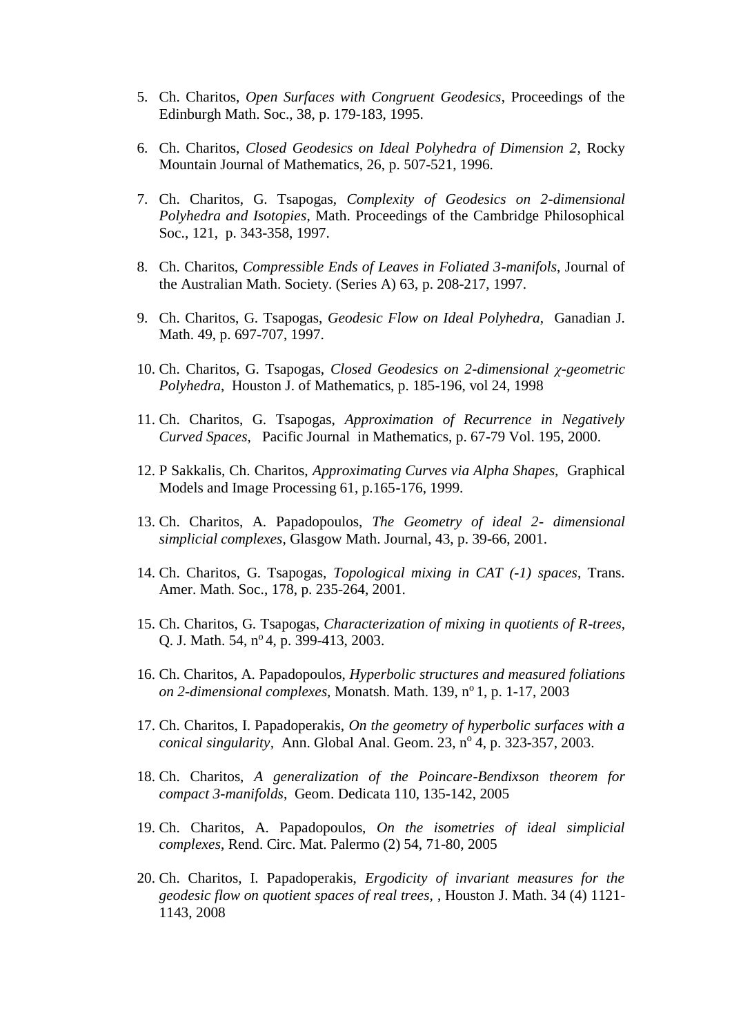5. Ch. Charitos, *Open Surfaces with Congruent Geodesics*, Proceedings of the Edinburgh Math. Soc., 38, p. 179-183, 1995.

6. Ch. Charitos, *Closed Geodesics on Ideal Polyhedra of Dimension 2*, Rocky Mountain Journal of Mathematics, 26, p. 507-521, 1996.

7. Ch. Charitos, G. Tsapogas, *Complexity of Geodesics on 2-dimensional Polyhedra and Isotopies*, Math. Proceedings of the Cambridge Philosophical Soc., 121, p. 343-358, 1997.

8. Ch. Charitos, *Compressible Ends of Leaves in Foliated 3-manifols*, Journal of the Australian Math. Society. (Series A) 63, p. 208-217, 1997.

9. Ch. Charitos, G. Tsapogas, *Geodesic Flow on Ideal Polyhedra*, Ganadian J. Math. 49, p. 697-707, 1997.

10. Ch. Charitos, G. Tsapogas, *Closed Geodesics on 2-dimensional $\chi$-geometric Polyhedra*, Houston J. of Mathematics, p. 185-196, vol 24, 1998

11. Ch. Charitos, G. Tsapogas, *Approximation of Recurrence in Negatively Curved Spaces*, Pacific Journal in Mathematics, p. 67-79 Vol. 195, 2000.

12. P Sakkalis, Ch. Charitos, *Approximating Curves via Alpha Shapes*, Graphical Models and Image Processing 61, p.165-176, 1999.

13. Ch. Charitos, A. Papadopoulos, *The Geometry of ideal 2- dimensional simplicial complexes*, Glasgow Math. Journal, 43, p. 39-66, 2001.

14. Ch. Charitos, G. Tsapogas, *Topological mixing in CAT (-1) spaces*, Trans. Amer. Math. Soc., 178, p. 235-264, 2001.

15. Ch. Charitos, G. Tsapogas, *Characterization of mixing in quotients of R-trees*, Q. J. Math. 54, n$^{o}$ 4, p. 399-413, 2003.

16. Ch. Charitos, A. Papadopoulos, *Hyperbolic structures and measured foliations on 2-dimensional complexes*, Monatsh. Math. 139, n$^{o}$ 1, p. 1-17, 2003

17. Ch. Charitos, I. Papadoperakis, *On the geometry of hyperbolic surfaces with a conical singularity*, Ann. Global Anal. Geom. 23, n$^{o}$ 4, p. 323-357, 2003.

18. Ch. Charitos, *A generalization of the Poincare-Bendixson theorem for compact 3-manifolds*, Geom. Dedicata 110, 135-142, 2005

19. Ch. Charitos, A. Papadopoulos, *On the isometries of ideal simplicial complexes*, Rend. Circ. Mat. Palermo (2) 54, 71-80, 2005

20. Ch. Charitos, I. Papadoperakis, *Ergodicity of invariant measures for the geodesic flow on quotient spaces of real trees*, , Houston J. Math. 34 (4) 1121-1143, 2008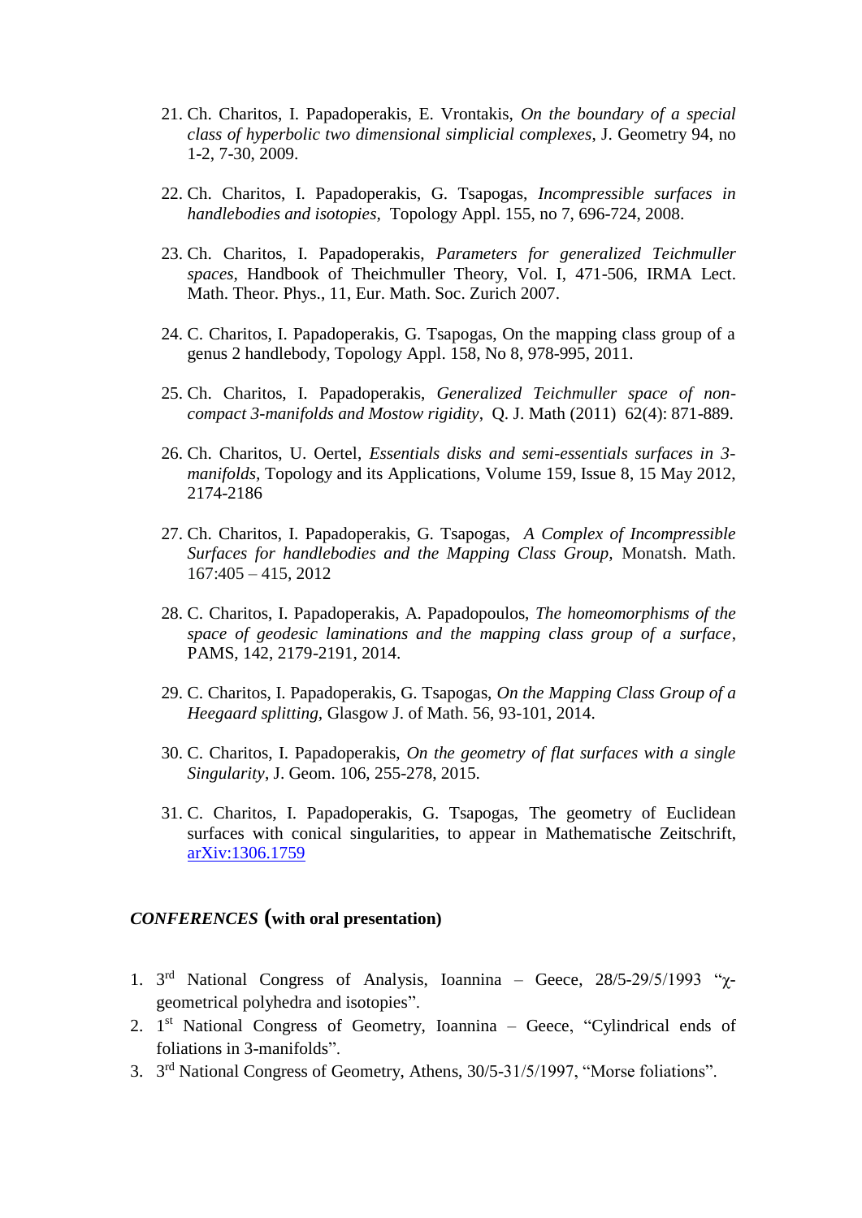21. Ch. Charitos, I. Papadoperakis, E. Vrontakis, *On the boundary of a special class of hyperbolic two dimensional simplicial complexes*, J. Geometry 94, no 1-2, 7-30, 2009.

22. Ch. Charitos, I. Papadoperakis, G. Tsapogas, *Incompressible surfaces in handlebodies and isotopies*, Topology Appl. 155, no 7, 696-724, 2008.

23. Ch. Charitos, I. Papadoperakis, *Parameters for generalized Teichmuller spaces*, Handbook of Theichmuller Theory, Vol. I, 471-506, IRMA Lect. Math. Theor. Phys., 11, Eur. Math. Soc. Zurich 2007.

24. C. Charitos, I. Papadoperakis, G. Tsapogas, On the mapping class group of a genus 2 handlebody, Topology Appl. 158, No 8, 978-995, 2011.

25. Ch. Charitos, I. Papadoperakis, *Generalized Teichmuller space of non-compact 3-manifolds and Mostow rigidity*, Q. J. Math (2011) 62(4): 871-889.

26. Ch. Charitos, U. Oertel, *Essentials disks and semi-essentials surfaces in 3-manifolds*, Topology and its Applications, Volume 159, Issue 8, 15 May 2012, 2174-2186

27. Ch. Charitos, I. Papadoperakis, G. Tsapogas, *A Complex of Incompressible Surfaces for handlebodies and the Mapping Class Group*, Monatsh. Math. 167:405 – 415, 2012

28. C. Charitos, I. Papadoperakis, A. Papadopoulos, *The homeomorphisms of the space of geodesic laminations and the mapping class group of a surface*, PAMS, 142, 2179-2191, 2014.

29. C. Charitos, I. Papadoperakis, G. Tsapogas, *On the Mapping Class Group of a Heegaard splitting*, Glasgow J. of Math. 56, 93-101, 2014.

30. C. Charitos, I. Papadoperakis, *On the geometry of flat surfaces with a single Singularity*, J. Geom. 106, 255-278, 2015.

31. C. Charitos, I. Papadoperakis, G. Tsapogas, The geometry of Euclidean surfaces with conical singularities, to appear in Mathematische Zeitschrift, arXiv:1306.1759

## *CONFERENCES* (with oral presentation)

1. 3rd National Congress of Analysis, Ioannina – Geece, 28/5-29/5/1993 "χ-geometrical polyhedra and isotopies".
2. 1st National Congress of Geometry, Ioannina – Geece, "Cylindrical ends of foliations in 3-manifolds".
3. 3rd National Congress of Geometry, Athens, 30/5-31/5/1997, "Morse foliations".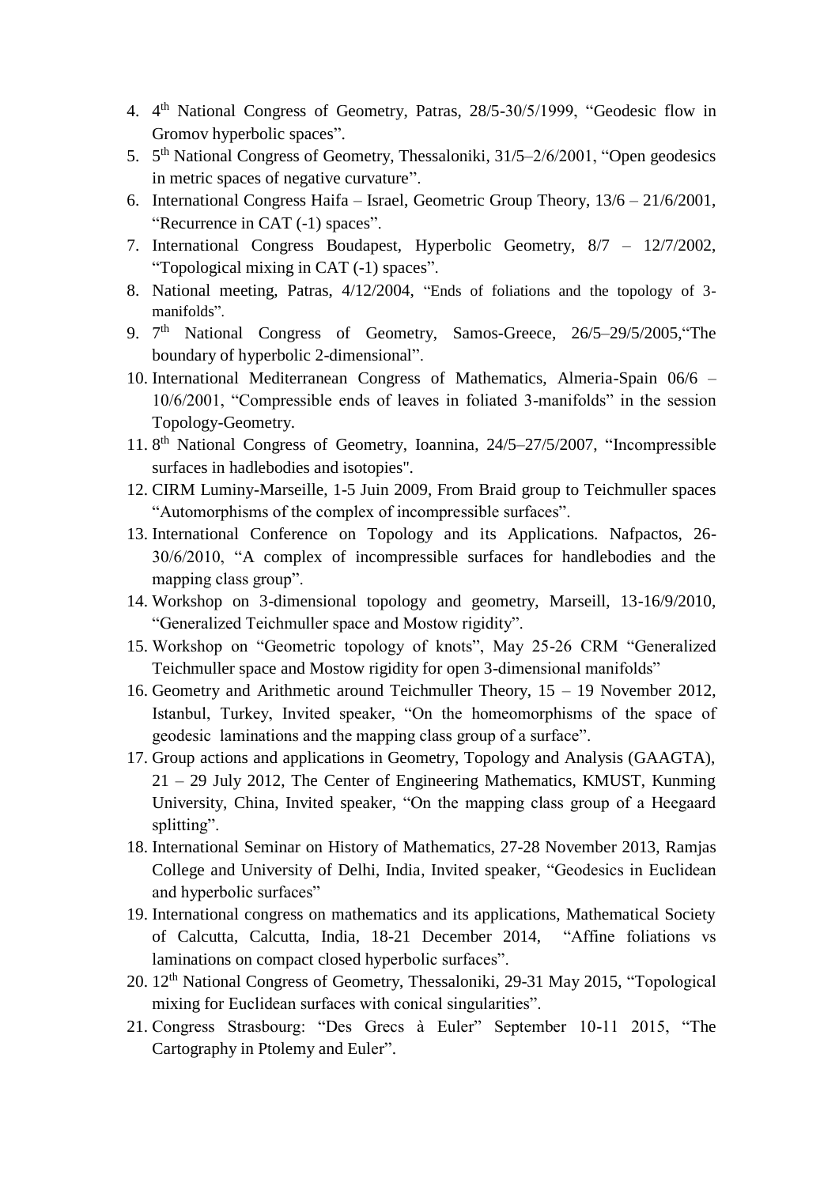4. 4th National Congress of Geometry, Patras, 28/5-30/5/1999, "Geodesic flow in Gromov hyperbolic spaces".
5. 5th National Congress of Geometry, Thessaloniki, 31/5–2/6/2001, "Open geodesics in metric spaces of negative curvature".
6. International Congress Haifa – Israel, Geometric Group Theory, 13/6 – 21/6/2001, "Recurrence in CAT (-1) spaces".
7. International Congress Boudapest, Hyperbolic Geometry, 8/7 – 12/7/2002, "Topological mixing in CAT (-1) spaces".
8. National meeting, Patras, 4/12/2004, "Ends of foliations and the topology of 3-manifolds".
9. 7th National Congress of Geometry, Samos-Greece, 26/5–29/5/2005,"The boundary of hyperbolic 2-dimensional".
10. International Mediterranean Congress of Mathematics, Almeria-Spain 06/6 – 10/6/2001, "Compressible ends of leaves in foliated 3-manifolds" in the session Topology-Geometry.
11. 8th National Congress of Geometry, Ioannina, 24/5–27/5/2007, "Incompressible surfaces in hadlebodies and isotopies".
12. CIRM Luminy-Marseille, 1-5 Juin 2009, From Braid group to Teichmuller spaces "Automorphisms of the complex of incompressible surfaces".
13. International Conference on Topology and its Applications. Nafpactos, 26-30/6/2010, "A complex of incompressible surfaces for handlebodies and the mapping class group".
14. Workshop on 3-dimensional topology and geometry, Marseill, 13-16/9/2010, "Generalized Teichmuller space and Mostow rigidity".
15. Workshop on "Geometric topology of knots", May 25-26 CRM "Generalized Teichmuller space and Mostow rigidity for open 3-dimensional manifolds"
16. Geometry and Arithmetic around Teichmuller Theory, 15 – 19 November 2012, Istanbul, Turkey, Invited speaker, "On the homeomorphisms of the space of geodesic laminations and the mapping class group of a surface".
17. Group actions and applications in Geometry, Topology and Analysis (GAAGTA), 21 – 29 July 2012, The Center of Engineering Mathematics, KMUST, Kunming University, China, Invited speaker, "On the mapping class group of a Heegaard splitting".
18. International Seminar on History of Mathematics, 27-28 November 2013, Ramjas College and University of Delhi, India, Invited speaker, "Geodesics in Euclidean and hyperbolic surfaces"
19. International congress on mathematics and its applications, Mathematical Society of Calcutta, Calcutta, India, 18-21 December 2014, "Affine foliations vs laminations on compact closed hyperbolic surfaces".
20. 12th National Congress of Geometry, Thessaloniki, 29-31 May 2015, "Topological mixing for Euclidean surfaces with conical singularities".
21. Congress Strasbourg: "Des Grecs à Euler" September 10-11 2015, "The Cartography in Ptolemy and Euler".